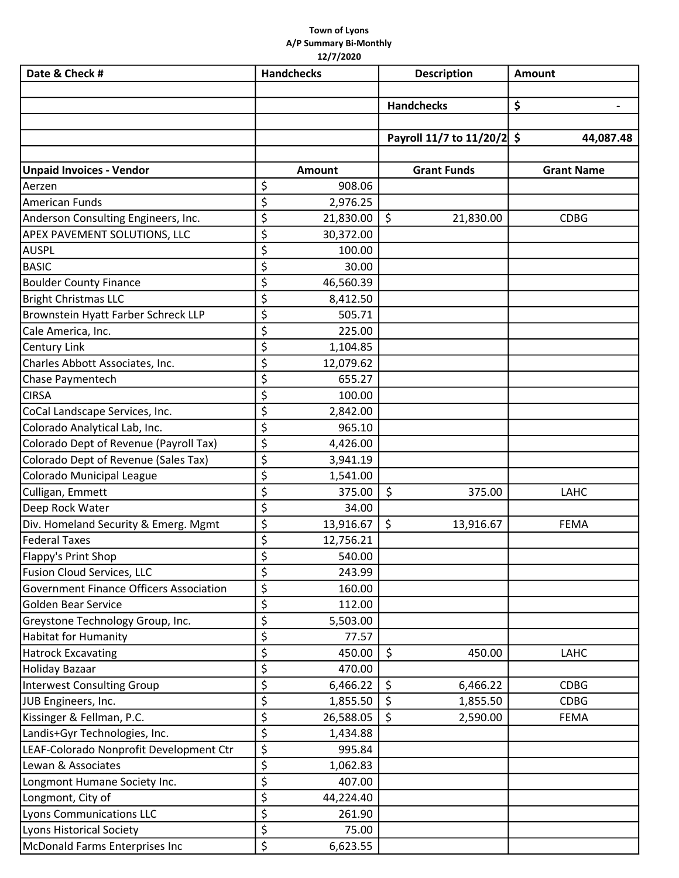**Town of Lyons**
**A/P Summary Bi-Monthly**
**12/7/2020**

| Date & Check # | Handchecks | Description | Amount |
|---|---|---|---|
| | | | |
| | | **Handchecks** | **$ -** |
| | | | |
| | | **Payroll 11/7 to 11/20/2** | **$ 44,087.48** |
| | | | |
| **Unpaid Invoices - Vendor** | **Amount** | **Grant Funds** | **Grant Name** |
| Aerzen | $ 908.06 | | |
| American Funds | $ 2,976.25 | | |
| Anderson Consulting Engineers, Inc. | $ 21,830.00 | $ 21,830.00 | CDBG |
| APEX PAVEMENT SOLUTIONS, LLC | $ 30,372.00 | | |
| AUSPL | $ 100.00 | | |
| BASIC | $ 30.00 | | |
| Boulder County Finance | $ 46,560.39 | | |
| Bright Christmas LLC | $ 8,412.50 | | |
| Brownstein Hyatt Farber Schreck LLP | $ 505.71 | | |
| Cale America, Inc. | $ 225.00 | | |
| Century Link | $ 1,104.85 | | |
| Charles Abbott Associates, Inc. | $ 12,079.62 | | |
| Chase Paymentech | $ 655.27 | | |
| CIRSA | $ 100.00 | | |
| CoCal Landscape Services, Inc. | $ 2,842.00 | | |
| Colorado Analytical Lab, Inc. | $ 965.10 | | |
| Colorado Dept of Revenue (Payroll Tax) | $ 4,426.00 | | |
| Colorado Dept of Revenue (Sales Tax) | $ 3,941.19 | | |
| Colorado Municipal League | $ 1,541.00 | | |
| Culligan, Emmett | $ 375.00 | $ 375.00 | LAHC |
| Deep Rock Water | $ 34.00 | | |
| Div. Homeland Security & Emerg. Mgmt | $ 13,916.67 | $ 13,916.67 | FEMA |
| Federal Taxes | $ 12,756.21 | | |
| Flappy's Print Shop | $ 540.00 | | |
| Fusion Cloud Services, LLC | $ 243.99 | | |
| Government Finance Officers Association | $ 160.00 | | |
| Golden Bear Service | $ 112.00 | | |
| Greystone Technology Group, Inc. | $ 5,503.00 | | |
| Habitat for Humanity | $ 77.57 | | |
| Hatrock Excavating | $ 450.00 | $ 450.00 | LAHC |
| Holiday Bazaar | $ 470.00 | | |
| Interwest Consulting Group | $ 6,466.22 | $ 6,466.22 | CDBG |
| JUB Engineers, Inc. | $ 1,855.50 | $ 1,855.50 | CDBG |
| Kissinger & Fellman, P.C. | $ 26,588.05 | $ 2,590.00 | FEMA |
| Landis+Gyr Technologies, Inc. | $ 1,434.88 | | |
| LEAF-Colorado Nonprofit Development Ctr | $ 995.84 | | |
| Lewan & Associates | $ 1,062.83 | | |
| Longmont Humane Society Inc. | $ 407.00 | | |
| Longmont, City of | $ 44,224.40 | | |
| Lyons Communications LLC | $ 261.90 | | |
| Lyons Historical Society | $ 75.00 | | |
| McDonald Farms Enterprises Inc | $ 6,623.55 | | |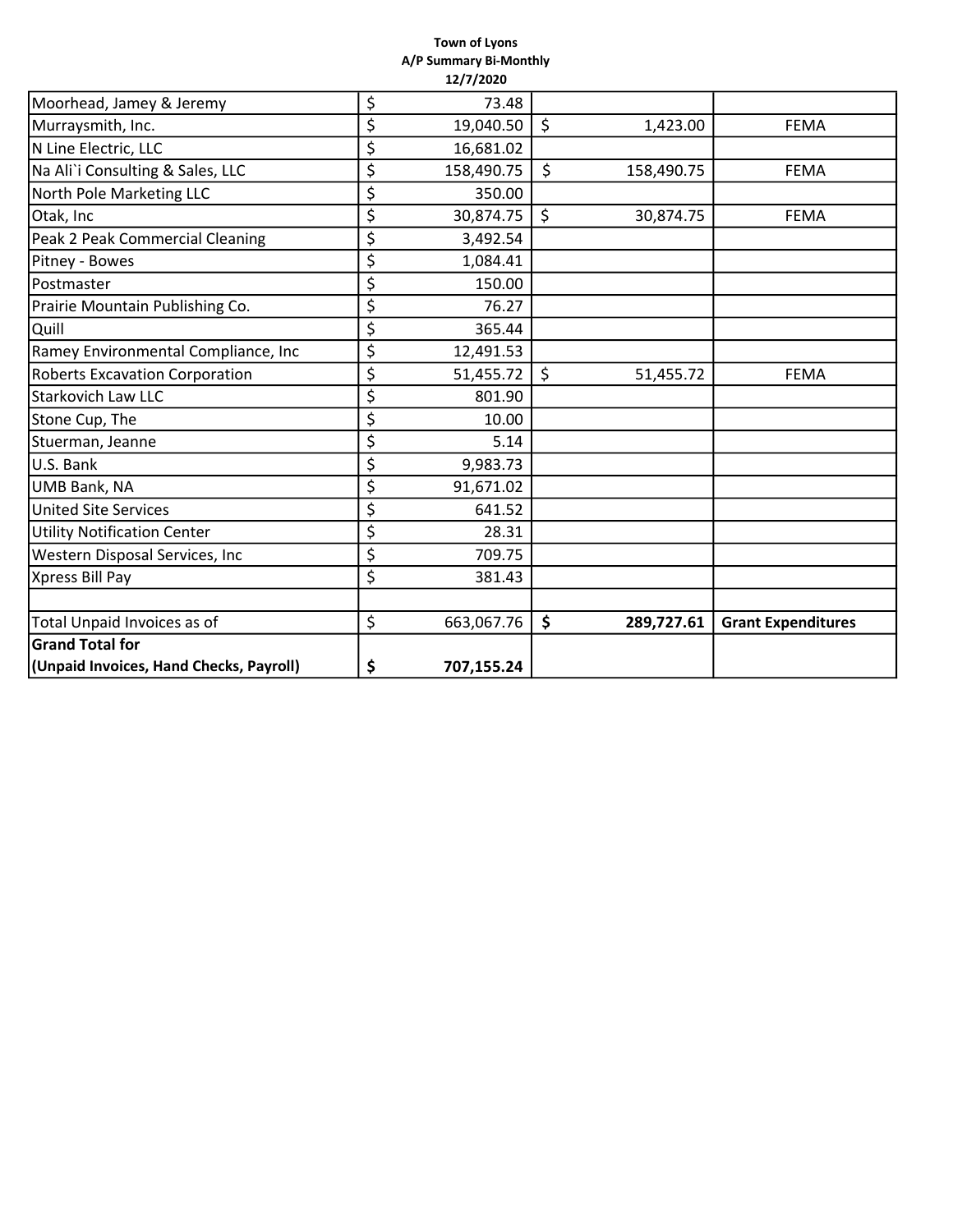**Town of Lyons**
**A/P Summary Bi-Monthly**
**12/7/2020**

| | | | | | |
|---|---|---|---|---|---|
| Moorhead, Jamey & Jeremy | $ | 73.48 | | | |
| Murraysmith, Inc. | $ | 19,040.50 | $ | 1,423.00 | FEMA |
| N Line Electric, LLC | $ | 16,681.02 | | | |
| Na Ali`i Consulting & Sales, LLC | $ | 158,490.75 | $ | 158,490.75 | FEMA |
| North Pole Marketing LLC | $ | 350.00 | | | |
| Otak, Inc | $ | 30,874.75 | $ | 30,874.75 | FEMA |
| Peak 2 Peak Commercial Cleaning | $ | 3,492.54 | | | |
| Pitney - Bowes | $ | 1,084.41 | | | |
| Postmaster | $ | 150.00 | | | |
| Prairie Mountain Publishing Co. | $ | 76.27 | | | |
| Quill | $ | 365.44 | | | |
| Ramey Environmental Compliance, Inc | $ | 12,491.53 | | | |
| Roberts Excavation Corporation | $ | 51,455.72 | $ | 51,455.72 | FEMA |
| Starkovich Law LLC | $ | 801.90 | | | |
| Stone Cup, The | $ | 10.00 | | | |
| Stuerman, Jeanne | $ | 5.14 | | | |
| U.S. Bank | $ | 9,983.73 | | | |
| UMB Bank, NA | $ | 91,671.02 | | | |
| United Site Services | $ | 641.52 | | | |
| Utility Notification Center | $ | 28.31 | | | |
| Western Disposal Services, Inc | $ | 709.75 | | | |
| Xpress Bill Pay | $ | 381.43 | | | |
| | | | | | |
| Total Unpaid Invoices as of | $ | 663,067.76 | **$** | **289,727.61** | **Grant Expenditures** |
| **Grand Total for (Unpaid Invoices, Hand Checks, Payroll)** | **$** | **707,155.24** | | | |